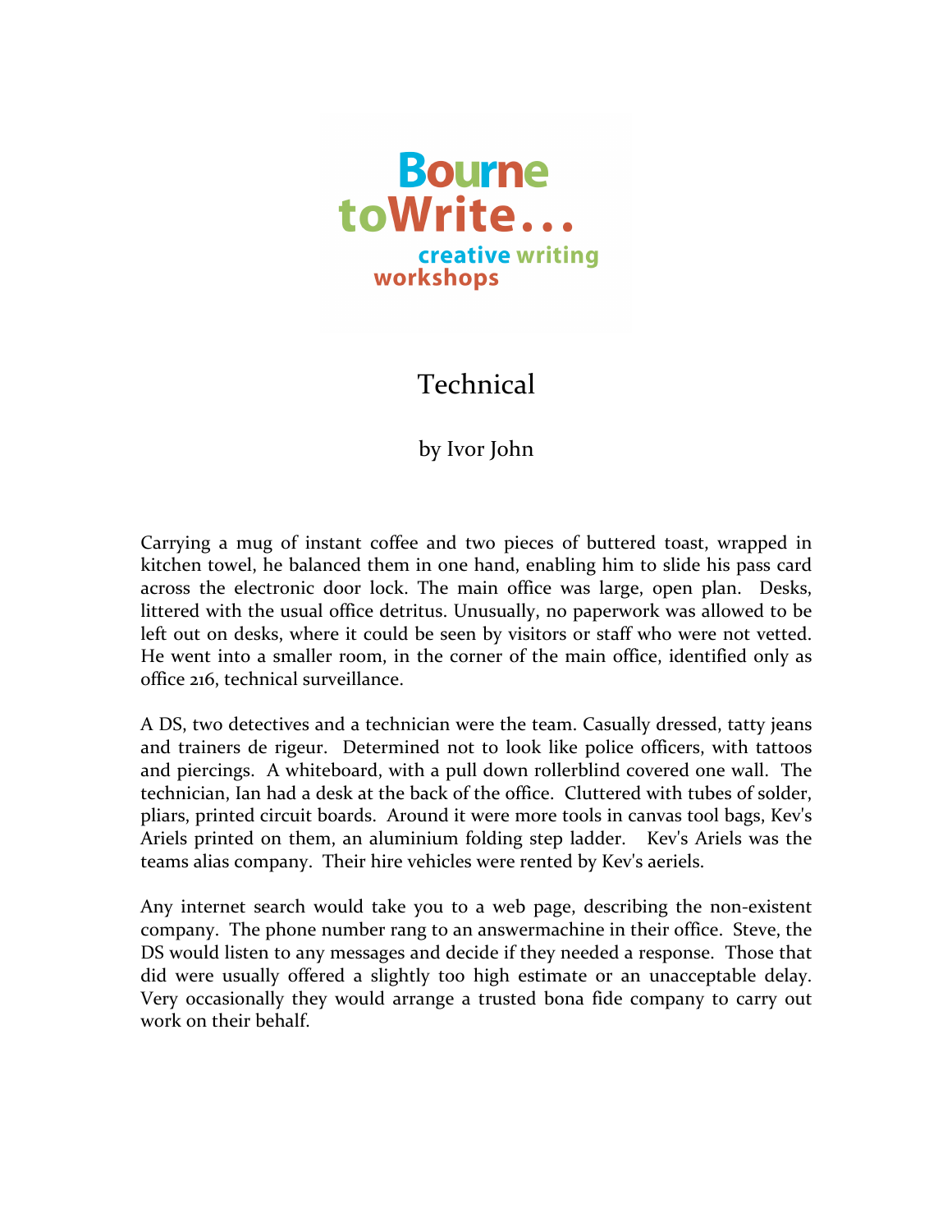Bourne toWrite... creative writing workshops

# Technical

by Ivor John

Carrying a mug of instant coffee and two pieces of buttered toast, wrapped in kitchen towel, he balanced them in one hand, enabling him to slide his pass card across the electronic door lock. The main office was large, open plan. Desks, littered with the usual office detritus. Unusually, no paperwork was allowed to be left out on desks, where it could be seen by visitors or staff who were not vetted. He went into a smaller room, in the corner of the main office, identified only as office 216, technical surveillance.

A DS, two detectives and a technician were the team. Casually dressed, tatty jeans and trainers de rigeur. Determined not to look like police officers, with tattoos and piercings. A whiteboard, with a pull down rollerblind covered one wall. The technician, Ian had a desk at the back of the office. Cluttered with tubes of solder, pliars, printed circuit boards. Around it were more tools in canvas tool bags, Kev's Ariels printed on them, an aluminium folding step ladder. Kev's Ariels was the teams alias company. Their hire vehicles were rented by Kev's aeriels.

Any internet search would take you to a web page, describing the non-existent company. The phone number rang to an answermachine in their office. Steve, the DS would listen to any messages and decide if they needed a response. Those that did were usually offered a slightly too high estimate or an unacceptable delay. Very occasionally they would arrange a trusted bona fide company to carry out work on their behalf.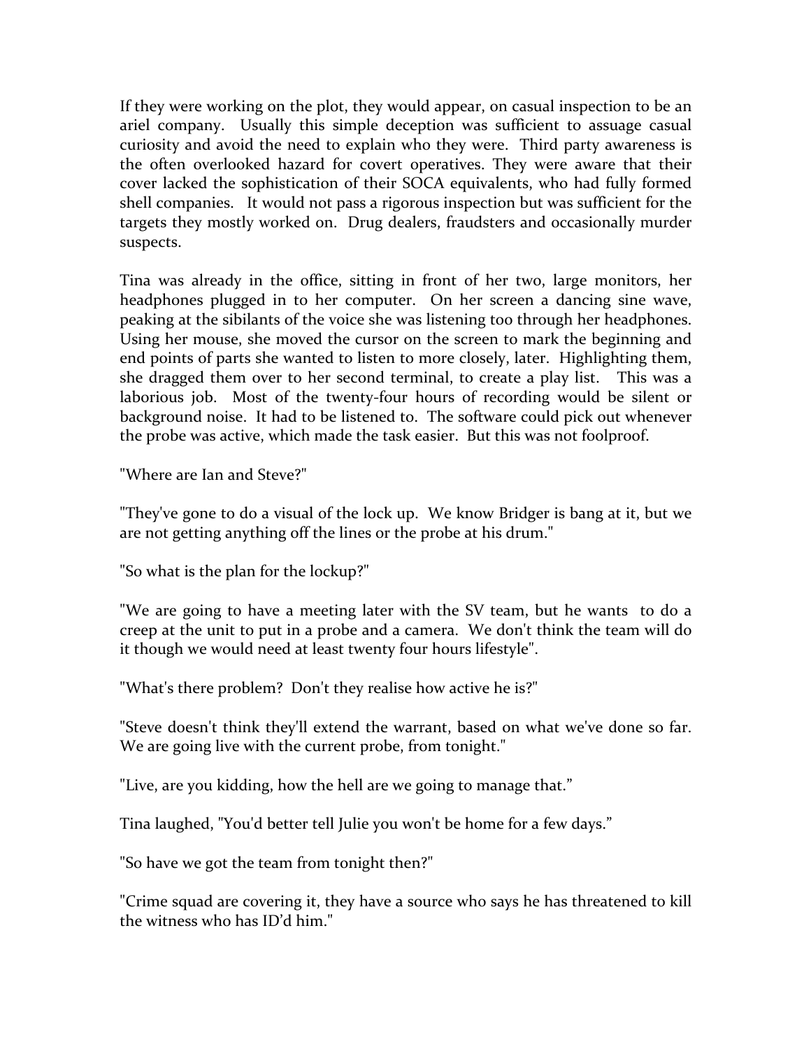If they were working on the plot, they would appear, on casual inspection to be an ariel company. Usually this simple deception was sufficient to assuage casual curiosity and avoid the need to explain who they were. Third party awareness is the often overlooked hazard for covert operatives. They were aware that their cover lacked the sophistication of their SOCA equivalents, who had fully formed shell companies. It would not pass a rigorous inspection but was sufficient for the targets they mostly worked on. Drug dealers, fraudsters and occasionally murder suspects.

Tina was already in the office, sitting in front of her two, large monitors, her headphones plugged in to her computer. On her screen a dancing sine wave, peaking at the sibilants of the voice she was listening too through her headphones. Using her mouse, she moved the cursor on the screen to mark the beginning and end points of parts she wanted to listen to more closely, later. Highlighting them, she dragged them over to her second terminal, to create a play list. This was a laborious job. Most of the twenty-four hours of recording would be silent or background noise. It had to be listened to. The software could pick out whenever the probe was active, which made the task easier. But this was not foolproof.

"Where are Ian and Steve?"

"They've gone to do a visual of the lock up. We know Bridger is bang at it, but we are not getting anything off the lines or the probe at his drum."

"So what is the plan for the lockup?"

"We are going to have a meeting later with the SV team, but he wants to do a creep at the unit to put in a probe and a camera. We don't think the team will do it though we would need at least twenty four hours lifestyle".

"What's there problem? Don't they realise how active he is?"

"Steve doesn't think they'll extend the warrant, based on what we've done so far. We are going live with the current probe, from tonight."

"Live, are you kidding, how the hell are we going to manage that."

Tina laughed, "You'd better tell Julie you won't be home for a few days."

"So have we got the team from tonight then?"

"Crime squad are covering it, they have a source who says he has threatened to kill the witness who has ID'd him."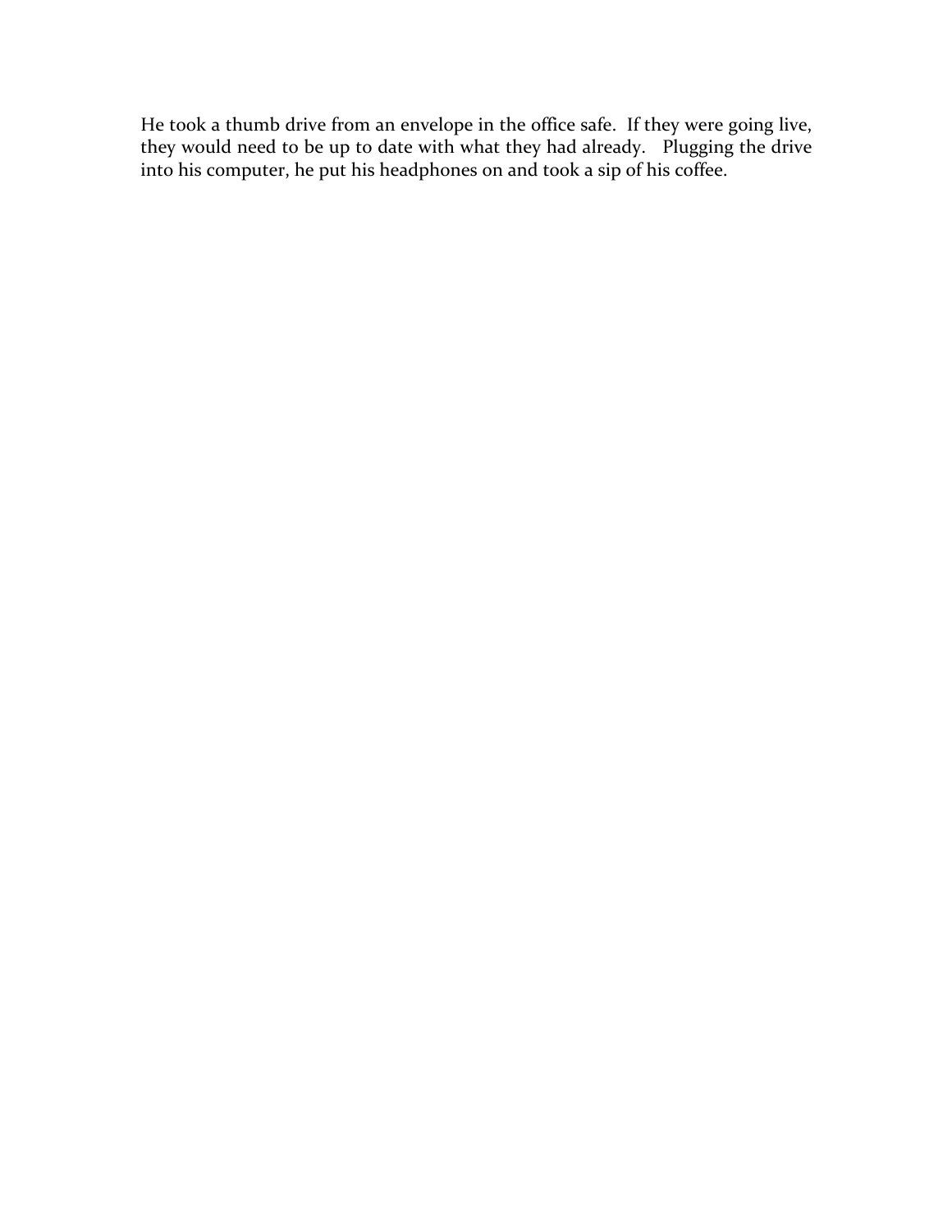He took a thumb drive from an envelope in the office safe. If they were going live, they would need to be up to date with what they had already. Plugging the drive into his computer, he put his headphones on and took a sip of his coffee.